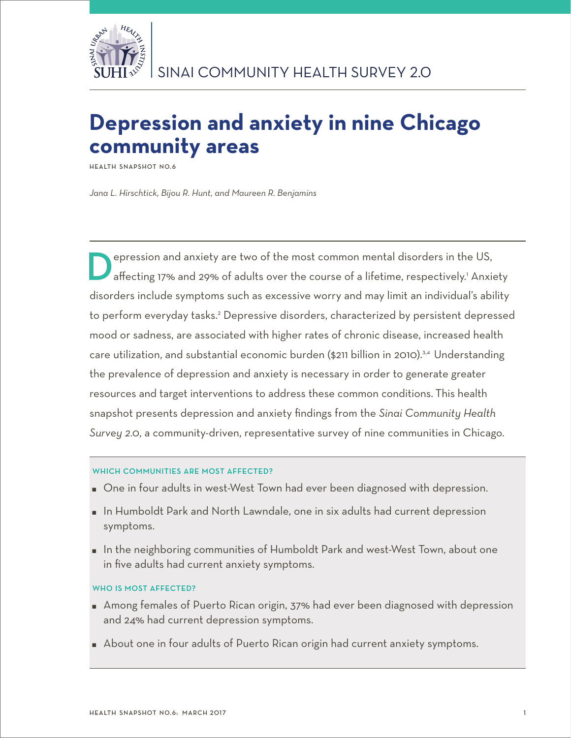SINAI COMMUNITY HEALTH SURVEY 2.0

# Depression and anxiety in nine Chicago community areas

HEALTH SNAPSHOT NO.6

*Jana L. Hirschtick, Bijou R. Hunt, and Maureen R. Benjamins*

Depression and anxiety are two of the most common mental disorders in the US, affecting 17% and 29% of adults over the course of a lifetime, respectively.[1] Anxiety disorders include symptoms such as excessive worry and may limit an individual's ability to perform everyday tasks.[2] Depressive disorders, characterized by persistent depressed mood or sadness, are associated with higher rates of chronic disease, increased health care utilization, and substantial economic burden ($211 billion in 2010).[3,4] Understanding the prevalence of depression and anxiety is necessary in order to generate greater resources and target interventions to address these common conditions. This health snapshot presents depression and anxiety findings from the *Sinai Community Health Survey 2.0*, a community-driven, representative survey of nine communities in Chicago.

### WHICH COMMUNITIES ARE MOST AFFECTED?

- One in four adults in west-West Town had ever been diagnosed with depression.
- In Humboldt Park and North Lawndale, one in six adults had current depression symptoms.
- In the neighboring communities of Humboldt Park and west-West Town, about one in five adults had current anxiety symptoms.

### WHO IS MOST AFFECTED?

- Among females of Puerto Rican origin, 37% had ever been diagnosed with depression and 24% had current depression symptoms.
- About one in four adults of Puerto Rican origin had current anxiety symptoms.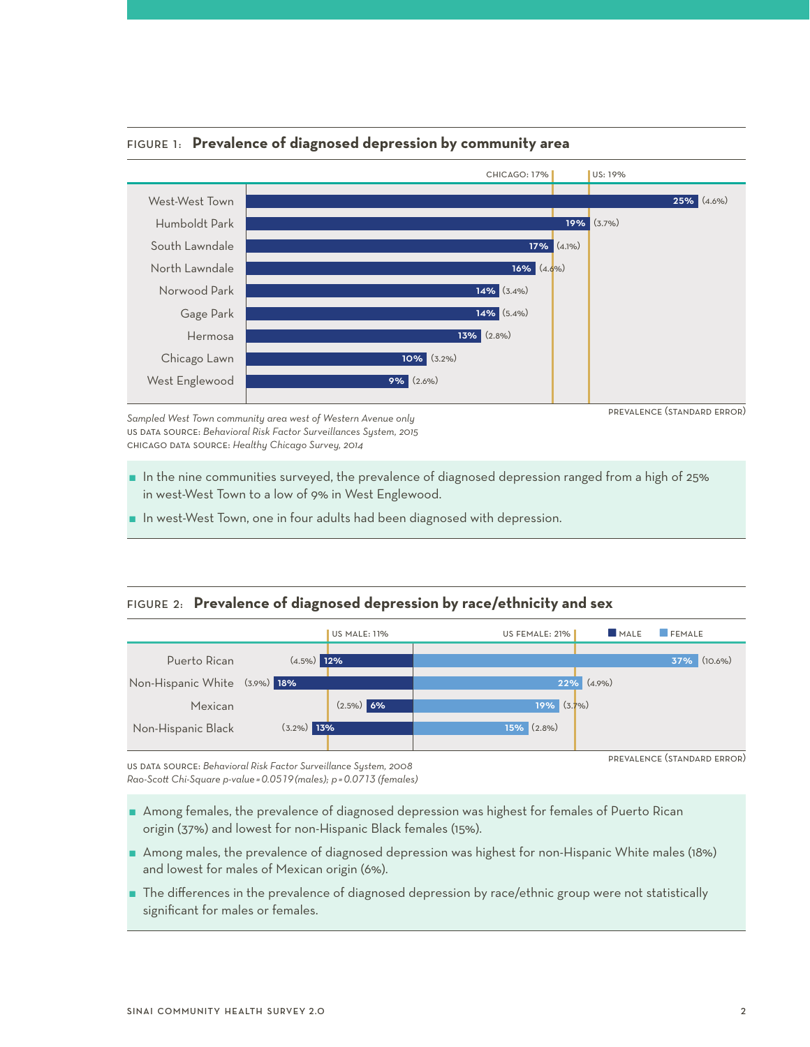FIGURE 1: **Prevalence of diagnosed depression by community area**

CHICAGO: 17% | US: 19%

| Community area | Prevalence (Standard Error) |
|---|---|
| West-West Town | 25% (4.6%) |
| Humboldt Park | 19% (3.7%) |
| South Lawndale | 17% (4.1%) |
| North Lawndale | 16% (4.6%) |
| Norwood Park | 14% (3.4%) |
| Gage Park | 14% (5.4%) |
| Hermosa | 13% (2.8%) |
| Chicago Lawn | 10% (3.2%) |
| West Englewood | 9% (2.6%) |

PREVALENCE (STANDARD ERROR)

*Sampled West Town community area west of Western Avenue only*
US DATA SOURCE: *Behavioral Risk Factor Surveillances System, 2015*
CHICAGO DATA SOURCE: *Healthy Chicago Survey, 2014*

- In the nine communities surveyed, the prevalence of diagnosed depression ranged from a high of 25% in west-West Town to a low of 9% in West Englewood.
- In west-West Town, one in four adults had been diagnosed with depression.

FIGURE 2: **Prevalence of diagnosed depression by race/ethnicity and sex**

US MALE: 11% | US FEMALE: 21%

| Race/ethnicity | Male | Female |
|---|---|---|
| Puerto Rican | 12% (4.5%) | 37% (10.6%) |
| Non-Hispanic White | 18% (3.9%) | 22% (4.9%) |
| Mexican | 6% (2.5%) | 19% (3.7%) |
| Non-Hispanic Black | 13% (3.2%) | 15% (2.8%) |

PREVALENCE (STANDARD ERROR)

US DATA SOURCE: *Behavioral Risk Factor Surveillance System, 2008*
*Rao-Scott Chi-Square p-value = 0.0519 (males); p = 0.0713 (females)*

- Among females, the prevalence of diagnosed depression was highest for females of Puerto Rican origin (37%) and lowest for non-Hispanic Black females (15%).
- Among males, the prevalence of diagnosed depression was highest for non-Hispanic White males (18%) and lowest for males of Mexican origin (6%).
- The differences in the prevalence of diagnosed depression by race/ethnic group were not statistically significant for males or females.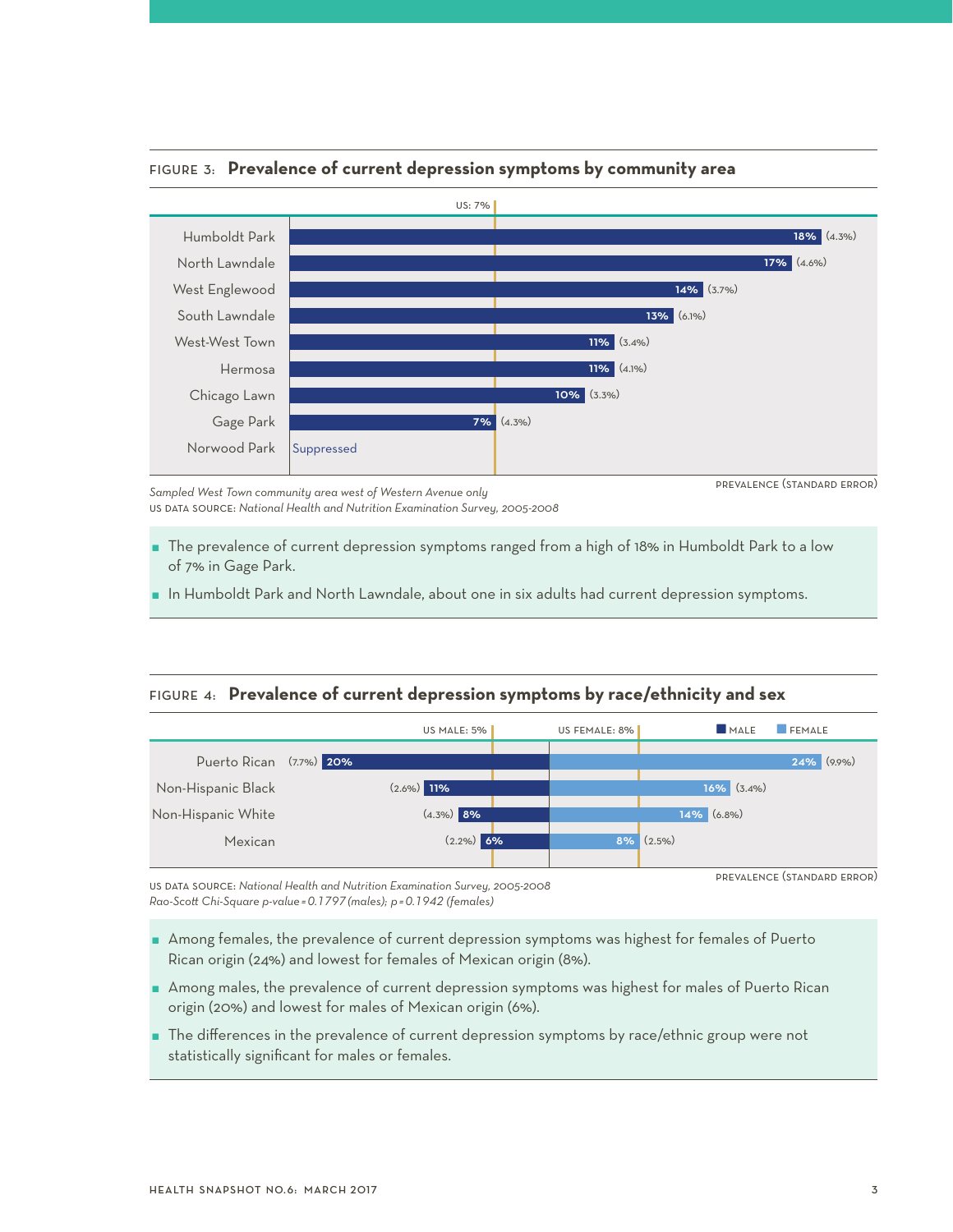## FIGURE 3: Prevalence of current depression symptoms by community area

US: 7%

| Community area | Prevalence (Standard error) |
|---|---|
| Humboldt Park | 18% (4.3%) |
| North Lawndale | 17% (4.6%) |
| West Englewood | 14% (3.7%) |
| South Lawndale | 13% (6.1%) |
| West-West Town | 11% (3.4%) |
| Hermosa | 11% (4.1%) |
| Chicago Lawn | 10% (3.3%) |
| Gage Park | 7% (4.3%) |
| Norwood Park | Suppressed |

PREVALENCE (STANDARD ERROR)

*Sampled West Town community area west of Western Avenue only*
US DATA SOURCE: *National Health and Nutrition Examination Survey, 2005-2008*

- The prevalence of current depression symptoms ranged from a high of 18% in Humboldt Park to a low of 7% in Gage Park.
- In Humboldt Park and North Lawndale, about one in six adults had current depression symptoms.

## FIGURE 4: Prevalence of current depression symptoms by race/ethnicity and sex

US MALE: 5% | US FEMALE: 8%

| Race/ethnicity | Male | Female |
|---|---|---|
| Puerto Rican | 20% (7.7%) | 24% (9.9%) |
| Non-Hispanic Black | 11% (2.6%) | 16% (3.4%) |
| Non-Hispanic White | 8% (4.3%) | 14% (6.8%) |
| Mexican | 6% (2.2%) | 8% (2.5%) |

PREVALENCE (STANDARD ERROR)

US DATA SOURCE: *National Health and Nutrition Examination Survey, 2005-2008*
*Rao-Scott Chi-Square p-value = 0.1797 (males); p = 0.1942 (females)*

- Among females, the prevalence of current depression symptoms was highest for females of Puerto Rican origin (24%) and lowest for females of Mexican origin (8%).
- Among males, the prevalence of current depression symptoms was highest for males of Puerto Rican origin (20%) and lowest for males of Mexican origin (6%).
- The differences in the prevalence of current depression symptoms by race/ethnic group were not statistically significant for males or females.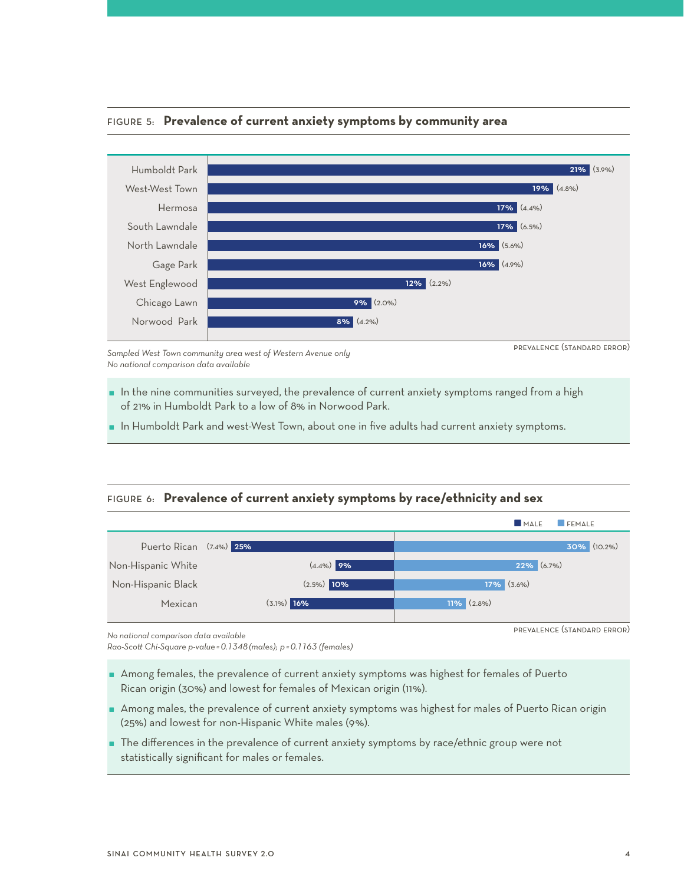### FIGURE 5: **Prevalence of current anxiety symptoms by community area**

| Community area | Prevalence | (Standard error) |
|---|---|---|
| Humboldt Park | 21% | (3.9%) |
| West-West Town | 19% | (4.8%) |
| Hermosa | 17% | (4.4%) |
| South Lawndale | 17% | (6.5%) |
| North Lawndale | 16% | (5.6%) |
| Gage Park | 16% | (4.9%) |
| West Englewood | 12% | (2.2%) |
| Chicago Lawn | 9% | (2.0%) |
| Norwood Park | 8% | (4.2%) |

PREVALENCE (STANDARD ERROR)

*Sampled West Town community area west of Western Avenue only*
*No national comparison data available*

- In the nine communities surveyed, the prevalence of current anxiety symptoms ranged from a high of 21% in Humboldt Park to a low of 8% in Norwood Park.
- In Humboldt Park and west-West Town, about one in five adults had current anxiety symptoms.

### FIGURE 6: **Prevalence of current anxiety symptoms by race/ethnicity and sex**

| Race/ethnicity | Male | Female |
|---|---|---|
| Puerto Rican | 25% (7.4%) | 30% (10.2%) |
| Non-Hispanic White | 9% (4.4%) | 22% (6.7%) |
| Non-Hispanic Black | 10% (2.5%) | 17% (3.6%) |
| Mexican | 16% (3.1%) | 11% (2.8%) |

PREVALENCE (STANDARD ERROR)

*No national comparison data available*
*Rao-Scott Chi-Square p-value = 0.1348 (males); p = 0.1163 (females)*

- Among females, the prevalence of current anxiety symptoms was highest for females of Puerto Rican origin (30%) and lowest for females of Mexican origin (11%).
- Among males, the prevalence of current anxiety symptoms was highest for males of Puerto Rican origin (25%) and lowest for non-Hispanic White males (9%).
- The differences in the prevalence of current anxiety symptoms by race/ethnic group were not statistically significant for males or females.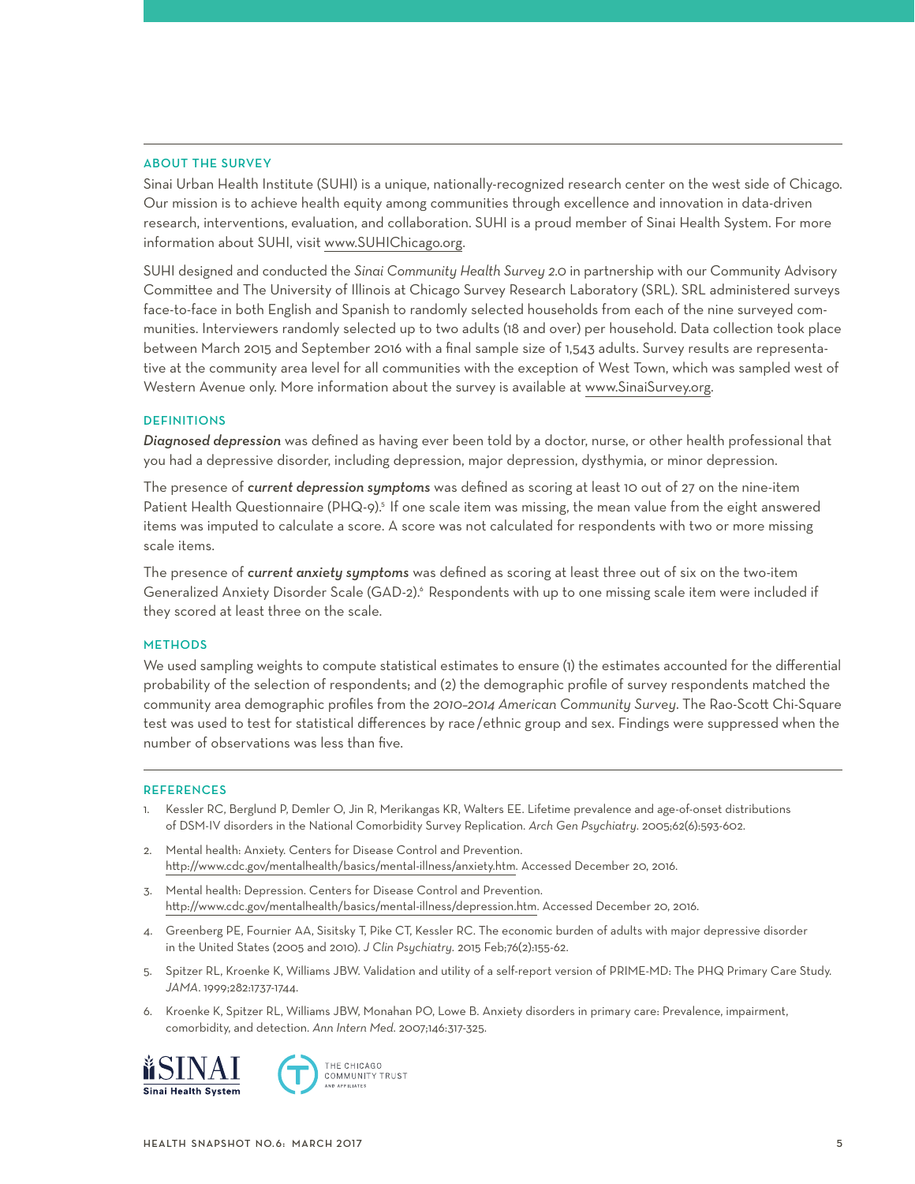## ABOUT THE SURVEY

Sinai Urban Health Institute (SUHI) is a unique, nationally-recognized research center on the west side of Chicago. Our mission is to achieve health equity among communities through excellence and innovation in data-driven research, interventions, evaluation, and collaboration. SUHI is a proud member of Sinai Health System. For more information about SUHI, visit www.SUHIChicago.org.

SUHI designed and conducted the *Sinai Community Health Survey 2.0* in partnership with our Community Advisory Committee and The University of Illinois at Chicago Survey Research Laboratory (SRL). SRL administered surveys face-to-face in both English and Spanish to randomly selected households from each of the nine surveyed communities. Interviewers randomly selected up to two adults (18 and over) per household. Data collection took place between March 2015 and September 2016 with a final sample size of 1,543 adults. Survey results are representative at the community area level for all communities with the exception of West Town, which was sampled west of Western Avenue only. More information about the survey is available at www.SinaiSurvey.org.

## DEFINITIONS

***Diagnosed depression*** was defined as having ever been told by a doctor, nurse, or other health professional that you had a depressive disorder, including depression, major depression, dysthymia, or minor depression.

The presence of ***current depression symptoms*** was defined as scoring at least 10 out of 27 on the nine-item Patient Health Questionnaire (PHQ-9).[5] If one scale item was missing, the mean value from the eight answered items was imputed to calculate a score. A score was not calculated for respondents with two or more missing scale items.

The presence of ***current anxiety symptoms*** was defined as scoring at least three out of six on the two-item Generalized Anxiety Disorder Scale (GAD-2).[6] Respondents with up to one missing scale item were included if they scored at least three on the scale.

## METHODS

We used sampling weights to compute statistical estimates to ensure (1) the estimates accounted for the differential probability of the selection of respondents; and (2) the demographic profile of survey respondents matched the community area demographic profiles from the *2010–2014 American Community Survey*. The Rao-Scott Chi-Square test was used to test for statistical differences by race/ethnic group and sex. Findings were suppressed when the number of observations was less than five.

## REFERENCES

1. Kessler RC, Berglund P, Demler O, Jin R, Merikangas KR, Walters EE. Lifetime prevalence and age-of-onset distributions of DSM-IV disorders in the National Comorbidity Survey Replication. *Arch Gen Psychiatry*. 2005;62(6):593-602.
2. Mental health: Anxiety. Centers for Disease Control and Prevention. http://www.cdc.gov/mentalhealth/basics/mental-illness/anxiety.htm. Accessed December 20, 2016.
3. Mental health: Depression. Centers for Disease Control and Prevention. http://www.cdc.gov/mentalhealth/basics/mental-illness/depression.htm. Accessed December 20, 2016.
4. Greenberg PE, Fournier AA, Sisitsky T, Pike CT, Kessler RC. The economic burden of adults with major depressive disorder in the United States (2005 and 2010). *J Clin Psychiatry*. 2015 Feb;76(2):155-62.
5. Spitzer RL, Kroenke K, Williams JBW. Validation and utility of a self-report version of PRIME-MD: The PHQ Primary Care Study. *JAMA*. 1999;282:1737-1744.
6. Kroenke K, Spitzer RL, Williams JBW, Monahan PO, Lowe B. Anxiety disorders in primary care: Prevalence, impairment, comorbidity, and detection. *Ann Intern Med*. 2007;146:317-325.

SINAI
Sinai Health System

THE CHICAGO COMMUNITY TRUST AND AFFILIATES